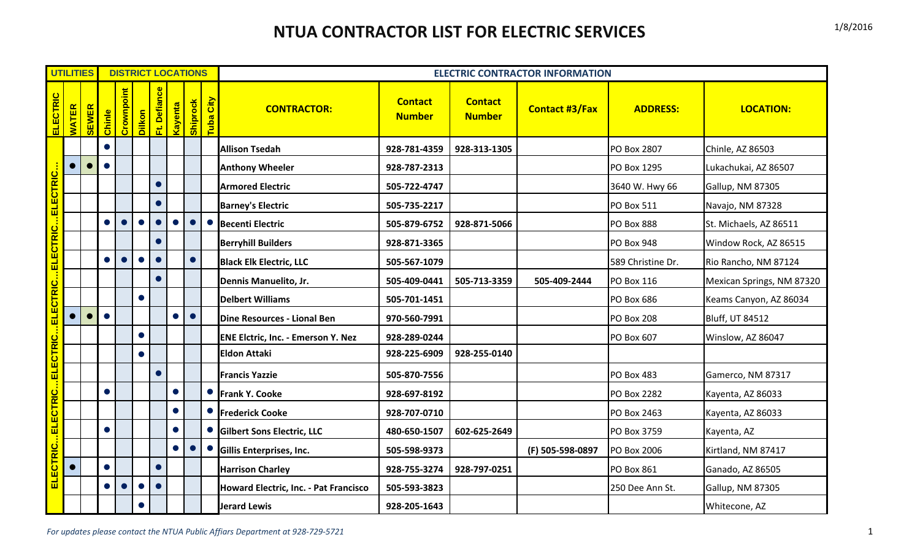# NTUA CONTRACTOR LIST FOR ELECTRIC SERVICES

1/8/2016

| UTILITIES | | | DISTRICT LOCATIONS | | | | | | | ELECTRIC CONTRACTOR INFORMATION | | | | | |
|---|---|---|---|---|---|---|---|---|---|---|---|---|---|---|---|
| ELECTRIC | WATER | SEWER | Chinle | Crownpoint | Dilkon | Ft. Defiance | Kayenta | Shiprock | Tuba City | **CONTRACTOR:** | **Contact Number** | **Contact Number** | **Contact #3/Fax** | **ADDRESS:** | **LOCATION:** |
| ELECTRIC... | | | ● | | | | | | | **Allison Tsedah** | **928-781-4359** | **928-313-1305** | | PO Box 2807 | Chinle, AZ 86503 |
| | ● | ● | ● | | | | | | | **Anthony Wheeler** | **928-787-2313** | | | PO Box 1295 | Lukachukai, AZ 86507 |
| | | | | | | ● | | | | **Armored Electric** | **505-722-4747** | | | 3640 W. Hwy 66 | Gallup, NM 87305 |
| | | | | | | ● | | | | **Barney's Electric** | **505-735-2217** | | | PO Box 511 | Navajo, NM 87328 |
| | | | ● | ● | ● | ● | ● | ● | ● | **Becenti Electric** | **505-879-6752** | **928-871-5066** | | PO Box 888 | St. Michaels, AZ 86511 |
| | | | | | | ● | | | | **Berryhill Builders** | **928-871-3365** | | | PO Box 948 | Window Rock, AZ 86515 |
| | | | ● | ● | ● | ● | | ● | | **Black Elk Electric, LLC** | **505-567-1079** | | | 589 Christine Dr. | Rio Rancho, NM 87124 |
| | | | | | | ● | | | | **Dennis Manuelito, Jr.** | **505-409-0441** | **505-713-3359** | **505-409-2444** | PO Box 116 | Mexican Springs, NM 87320 |
| | | | | | ● | | | | | **Delbert Williams** | **505-701-1451** | | | PO Box 686 | Keams Canyon, AZ 86034 |
| | ● | ● | ● | | | | ● | ● | | **Dine Resources - Lional Ben** | **970-560-7991** | | | PO Box 208 | Bluff, UT 84512 |
| | | | | | ● | | | | | **ENE Elctric, Inc. - Emerson Y. Nez** | **928-289-0244** | | | PO Box 607 | Winslow, AZ 86047 |
| | | | | | ● | | | | | **Eldon Attaki** | **928-225-6909** | **928-255-0140** | | | |
| | | | | | | ● | | | | **Francis Yazzie** | **505-870-7556** | | | PO Box 483 | Gamerco, NM 87317 |
| | | | ● | | | | ● | | ● | **Frank Y. Cooke** | **928-697-8192** | | | PO Box 2282 | Kayenta, AZ 86033 |
| | | | | | | | ● | | ● | **Frederick Cooke** | **928-707-0710** | | | PO Box 2463 | Kayenta, AZ 86033 |
| | | | ● | | | | ● | | ● | **Gilbert Sons Electric, LLC** | **480-650-1507** | **602-625-2649** | | PO Box 3759 | Kayenta, AZ |
| | | | | | | | ● | ● | ● | **Gillis Enterprises, Inc.** | **505-598-9373** | | **(F) 505-598-0897** | PO Box 2006 | Kirtland, NM 87417 |
| | ● | | ● | | | ● | | | | **Harrison Charley** | **928-755-3274** | **928-797-0251** | | PO Box 861 | Ganado, AZ 86505 |
| | | | ● | ● | ● | ● | | | | **Howard Electric, Inc. - Pat Francisco** | **505-593-3823** | | | 250 Dee Ann St. | Gallup, NM 87305 |
| | | | | | ● | | | | | **Jerard Lewis** | **928-205-1643** | | | | Whitecone, AZ |

*For updates please contact the NTUA Public Affiars Department at 928-729-5721*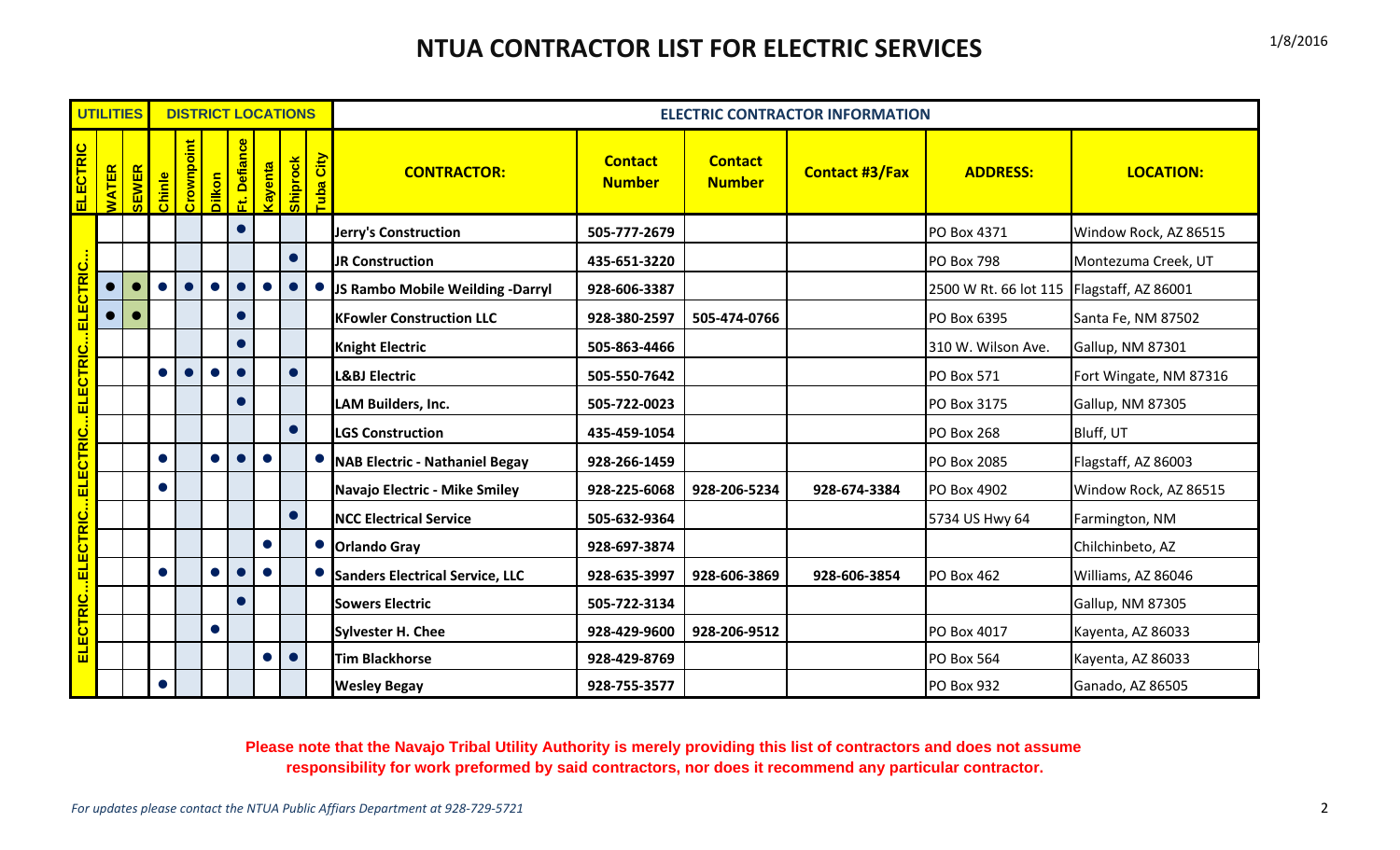# NTUA CONTRACTOR LIST FOR ELECTRIC SERVICES

1/8/2016

| UTILITIES | | | DISTRICT LOCATIONS | | | | | | | ELECTRIC CONTRACTOR INFORMATION | | | | | |
|---|---|---|---|---|---|---|---|---|---|---|---|---|---|---|---|
| ELECTRIC | WATER | SEWER | Chinle | Crownpoint | Dilkon | Ft. Defiance | Kayenta | Shiprock | Tuba City | CONTRACTOR: | Contact Number | Contact Number | Contact #3/Fax | ADDRESS: | LOCATION: |
| | | | | | | ● | | | | **Jerry's Construction** | 505-777-2679 | | | PO Box 4371 | Window Rock, AZ 86515 |
| | | | | | | | | ● | | **JR Construction** | 435-651-3220 | | | PO Box 798 | Montezuma Creek, UT |
| | ● | ● | ● | ● | ● | ● | ● | ● | ● | **JS Rambo Mobile Weilding -Darryl** | 928-606-3387 | | | 2500 W Rt. 66 lot 115 | Flagstaff, AZ 86001 |
| | ● | ● | | | | ● | | | | **KFowler Construction LLC** | 928-380-2597 | 505-474-0766 | | PO Box 6395 | Santa Fe, NM 87502 |
| | | | | | | ● | | | | **Knight Electric** | 505-863-4466 | | | 310 W. Wilson Ave. | Gallup, NM 87301 |
| | | | ● | ● | ● | ● | | ● | | **L&BJ Electric** | 505-550-7642 | | | PO Box 571 | Fort Wingate, NM 87316 |
| | | | | | | ● | | | | **LAM Builders, Inc.** | 505-722-0023 | | | PO Box 3175 | Gallup, NM 87305 |
| | | | | | | | | ● | | **LGS Construction** | 435-459-1054 | | | PO Box 268 | Bluff, UT |
| | | | ● | | ● | ● | ● | | ● | **NAB Electric - Nathaniel Begay** | 928-266-1459 | | | PO Box 2085 | Flagstaff, AZ 86003 |
| | | | ● | | | | | | | **Navajo Electric - Mike Smiley** | 928-225-6068 | 928-206-5234 | 928-674-3384 | PO Box 4902 | Window Rock, AZ 86515 |
| | | | | | | | | ● | | **NCC Electrical Service** | 505-632-9364 | | | 5734 US Hwy 64 | Farmington, NM |
| | | | | | | | ● | | ● | **Orlando Gray** | 928-697-3874 | | | | Chilchinbeto, AZ |
| | | | ● | | ● | ● | ● | | ● | **Sanders Electrical Service, LLC** | 928-635-3997 | 928-606-3869 | 928-606-3854 | PO Box 462 | Williams, AZ 86046 |
| | | | | | | ● | | | | **Sowers Electric** | 505-722-3134 | | | | Gallup, NM 87305 |
| | | | | | ● | | | | | **Sylvester H. Chee** | 928-429-9600 | 928-206-9512 | | PO Box 4017 | Kayenta, AZ 86033 |
| | | | | | | | ● | ● | | **Tim Blackhorse** | 928-429-8769 | | | PO Box 564 | Kayenta, AZ 86033 |
| | | | ● | | | | | | | **Wesley Begay** | 928-755-3577 | | | PO Box 932 | Ganado, AZ 86505 |

**Please note that the Navajo Tribal Utility Authority is merely providing this list of contractors and does not assume responsibility for work preformed by said contractors, nor does it recommend any particular contractor.**

*For updates please contact the NTUA Public Affiars Department at 928-729-5721*